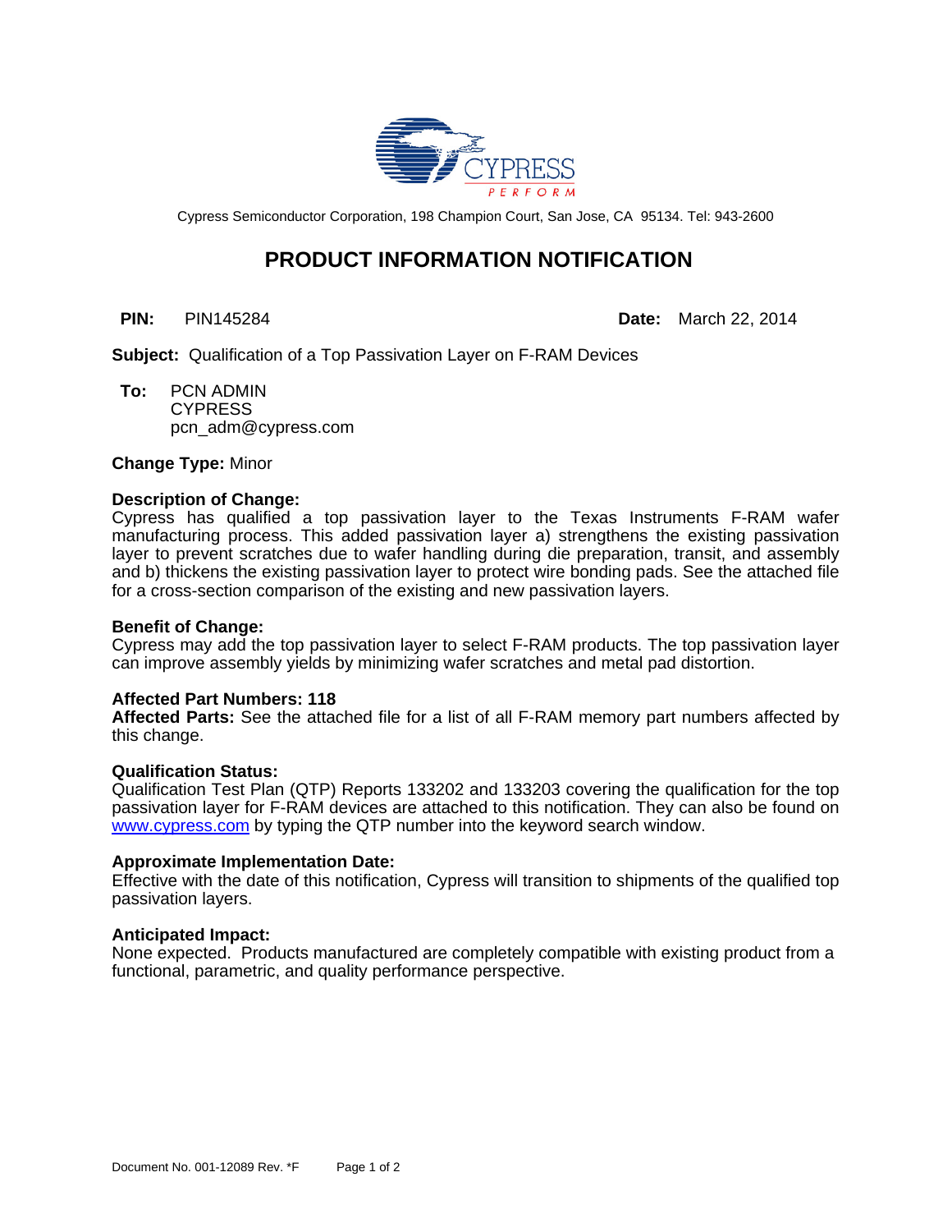Cypress Semiconductor Corporation, 198 Champion Court, San Jose, CA 95134. Tel: 943-2600

# PRODUCT INFORMATION NOTIFICATION

**PIN:** PIN145284 **Date:** March 22, 2014

**Subject:** Qualification of a Top Passivation Layer on F-RAM Devices

**To:** PCN ADMIN
CYPRESS
pcn_adm@cypress.com

**Change Type:** Minor

**Description of Change:**
Cypress has qualified a top passivation layer to the Texas Instruments F-RAM wafer manufacturing process. This added passivation layer a) strengthens the existing passivation layer to prevent scratches due to wafer handling during die preparation, transit, and assembly and b) thickens the existing passivation layer to protect wire bonding pads. See the attached file for a cross-section comparison of the existing and new passivation layers.

**Benefit of Change:**
Cypress may add the top passivation layer to select F-RAM products. The top passivation layer can improve assembly yields by minimizing wafer scratches and metal pad distortion.

**Affected Part Numbers: 118**
**Affected Parts:** See the attached file for a list of all F-RAM memory part numbers affected by this change.

**Qualification Status:**
Qualification Test Plan (QTP) Reports 133202 and 133203 covering the qualification for the top passivation layer for F-RAM devices are attached to this notification. They can also be found on www.cypress.com by typing the QTP number into the keyword search window.

**Approximate Implementation Date:**
Effective with the date of this notification, Cypress will transition to shipments of the qualified top passivation layers.

**Anticipated Impact:**
None expected. Products manufactured are completely compatible with existing product from a functional, parametric, and quality performance perspective.

Document No. 001-12089 Rev. *F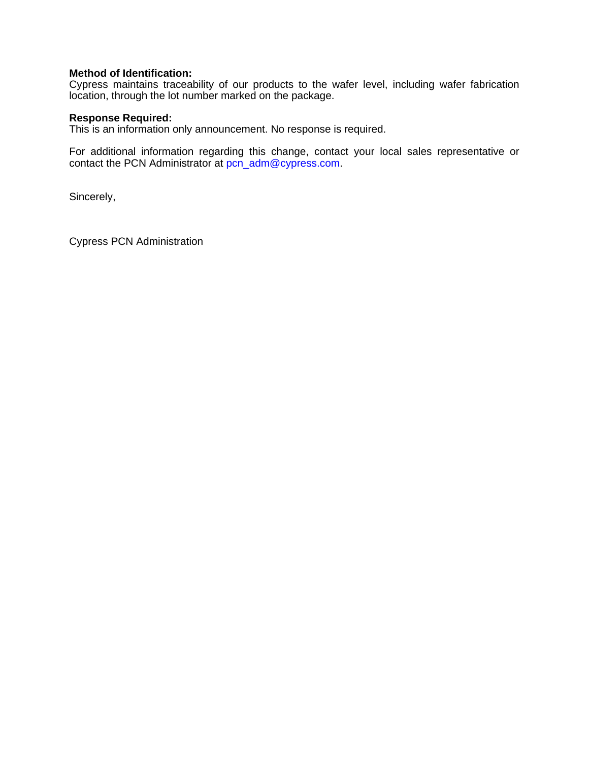**Method of Identification:**
Cypress maintains traceability of our products to the wafer level, including wafer fabrication location, through the lot number marked on the package.

**Response Required:**
This is an information only announcement. No response is required.

For additional information regarding this change, contact your local sales representative or contact the PCN Administrator at pcn_adm@cypress.com.

Sincerely,

Cypress PCN Administration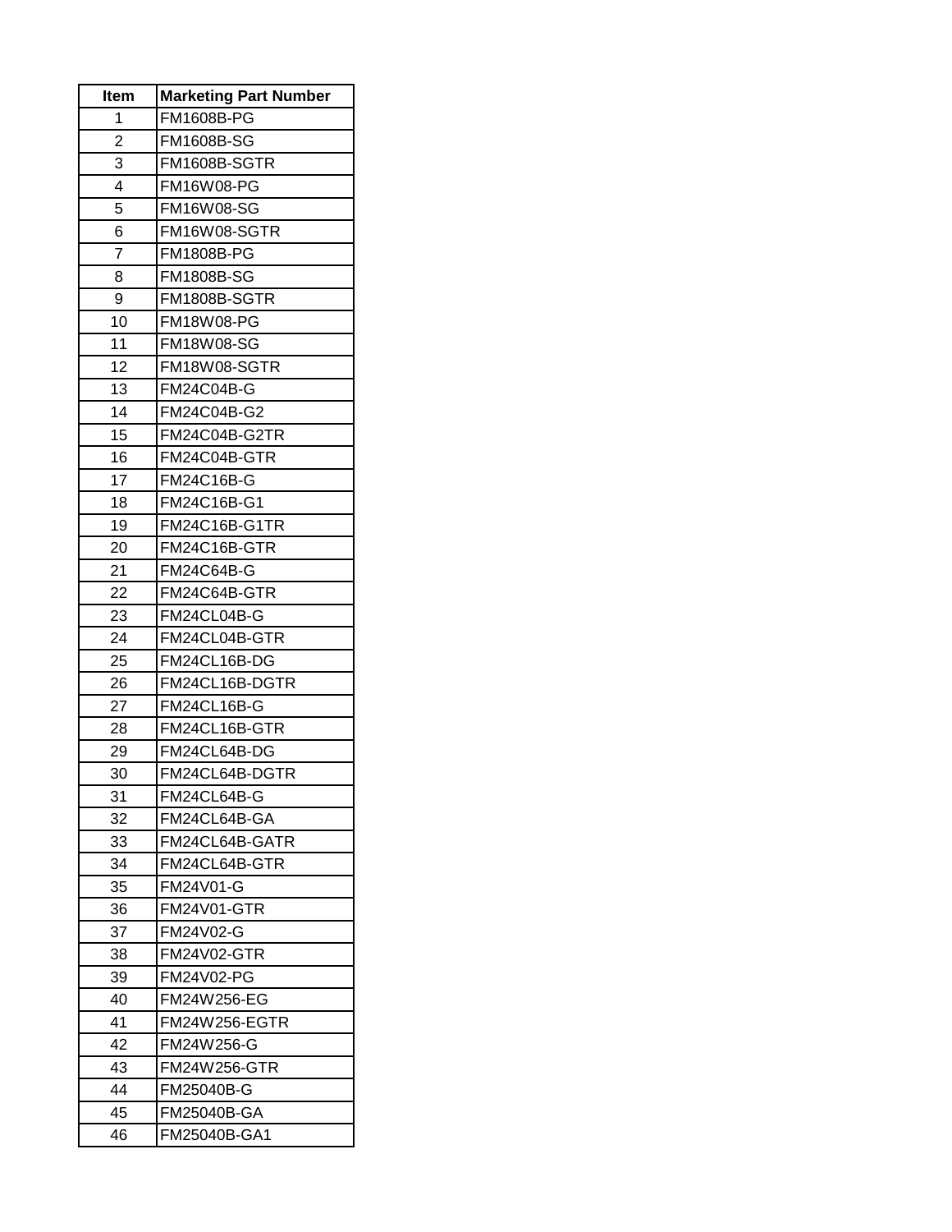| Item | Marketing Part Number |
|---|---|
| 1 | FM1608B-PG |
| 2 | FM1608B-SG |
| 3 | FM1608B-SGTR |
| 4 | FM16W08-PG |
| 5 | FM16W08-SG |
| 6 | FM16W08-SGTR |
| 7 | FM1808B-PG |
| 8 | FM1808B-SG |
| 9 | FM1808B-SGTR |
| 10 | FM18W08-PG |
| 11 | FM18W08-SG |
| 12 | FM18W08-SGTR |
| 13 | FM24C04B-G |
| 14 | FM24C04B-G2 |
| 15 | FM24C04B-G2TR |
| 16 | FM24C04B-GTR |
| 17 | FM24C16B-G |
| 18 | FM24C16B-G1 |
| 19 | FM24C16B-G1TR |
| 20 | FM24C16B-GTR |
| 21 | FM24C64B-G |
| 22 | FM24C64B-GTR |
| 23 | FM24CL04B-G |
| 24 | FM24CL04B-GTR |
| 25 | FM24CL16B-DG |
| 26 | FM24CL16B-DGTR |
| 27 | FM24CL16B-G |
| 28 | FM24CL16B-GTR |
| 29 | FM24CL64B-DG |
| 30 | FM24CL64B-DGTR |
| 31 | FM24CL64B-G |
| 32 | FM24CL64B-GA |
| 33 | FM24CL64B-GATR |
| 34 | FM24CL64B-GTR |
| 35 | FM24V01-G |
| 36 | FM24V01-GTR |
| 37 | FM24V02-G |
| 38 | FM24V02-GTR |
| 39 | FM24V02-PG |
| 40 | FM24W256-EG |
| 41 | FM24W256-EGTR |
| 42 | FM24W256-G |
| 43 | FM24W256-GTR |
| 44 | FM25040B-G |
| 45 | FM25040B-GA |
| 46 | FM25040B-GA1 |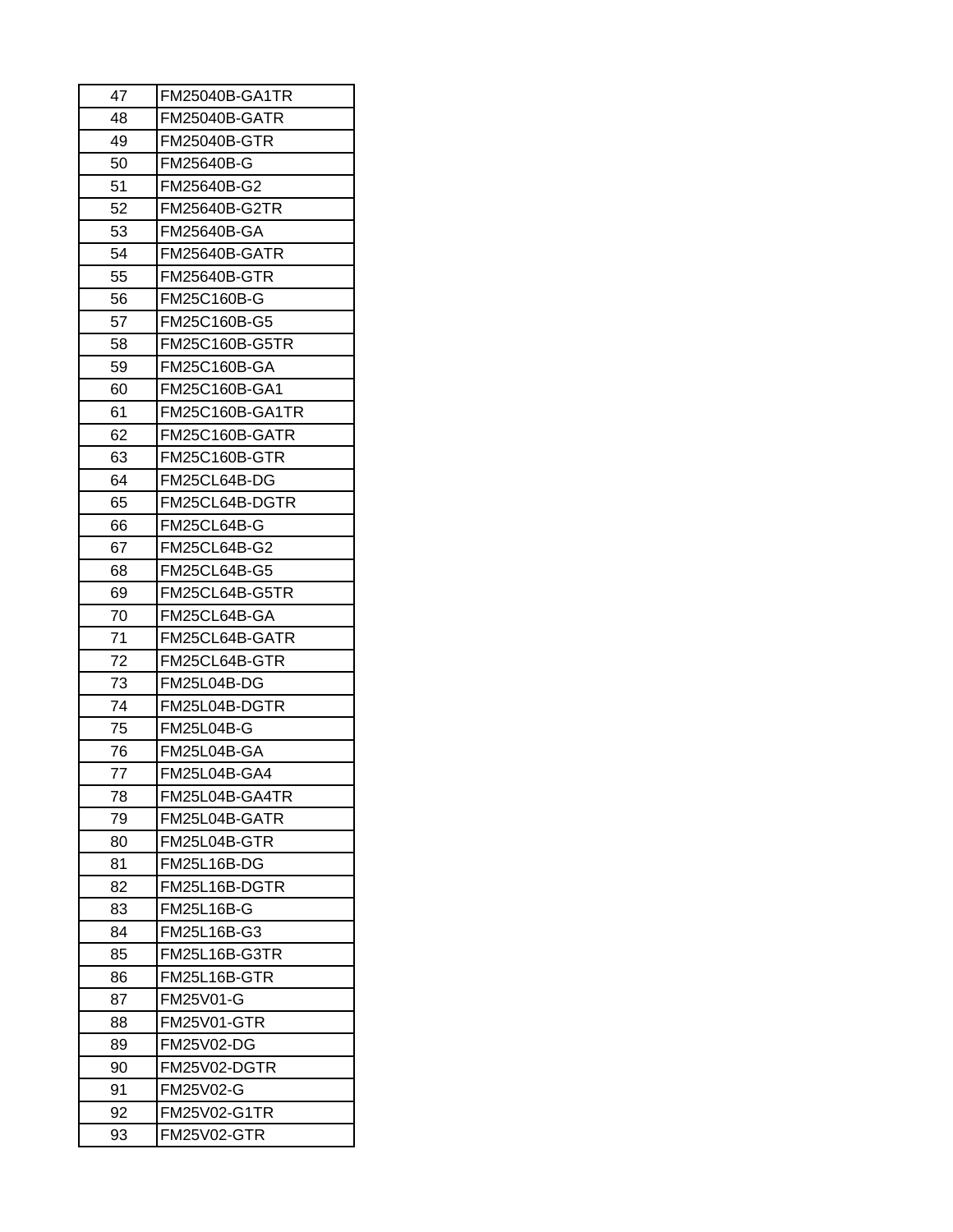| | |
|---|---|
| 47 | FM25040B-GA1TR |
| 48 | FM25040B-GATR |
| 49 | FM25040B-GTR |
| 50 | FM25640B-G |
| 51 | FM25640B-G2 |
| 52 | FM25640B-G2TR |
| 53 | FM25640B-GA |
| 54 | FM25640B-GATR |
| 55 | FM25640B-GTR |
| 56 | FM25C160B-G |
| 57 | FM25C160B-G5 |
| 58 | FM25C160B-G5TR |
| 59 | FM25C160B-GA |
| 60 | FM25C160B-GA1 |
| 61 | FM25C160B-GA1TR |
| 62 | FM25C160B-GATR |
| 63 | FM25C160B-GTR |
| 64 | FM25CL64B-DG |
| 65 | FM25CL64B-DGTR |
| 66 | FM25CL64B-G |
| 67 | FM25CL64B-G2 |
| 68 | FM25CL64B-G5 |
| 69 | FM25CL64B-G5TR |
| 70 | FM25CL64B-GA |
| 71 | FM25CL64B-GATR |
| 72 | FM25CL64B-GTR |
| 73 | FM25L04B-DG |
| 74 | FM25L04B-DGTR |
| 75 | FM25L04B-G |
| 76 | FM25L04B-GA |
| 77 | FM25L04B-GA4 |
| 78 | FM25L04B-GA4TR |
| 79 | FM25L04B-GATR |
| 80 | FM25L04B-GTR |
| 81 | FM25L16B-DG |
| 82 | FM25L16B-DGTR |
| 83 | FM25L16B-G |
| 84 | FM25L16B-G3 |
| 85 | FM25L16B-G3TR |
| 86 | FM25L16B-GTR |
| 87 | FM25V01-G |
| 88 | FM25V01-GTR |
| 89 | FM25V02-DG |
| 90 | FM25V02-DGTR |
| 91 | FM25V02-G |
| 92 | FM25V02-G1TR |
| 93 | FM25V02-GTR |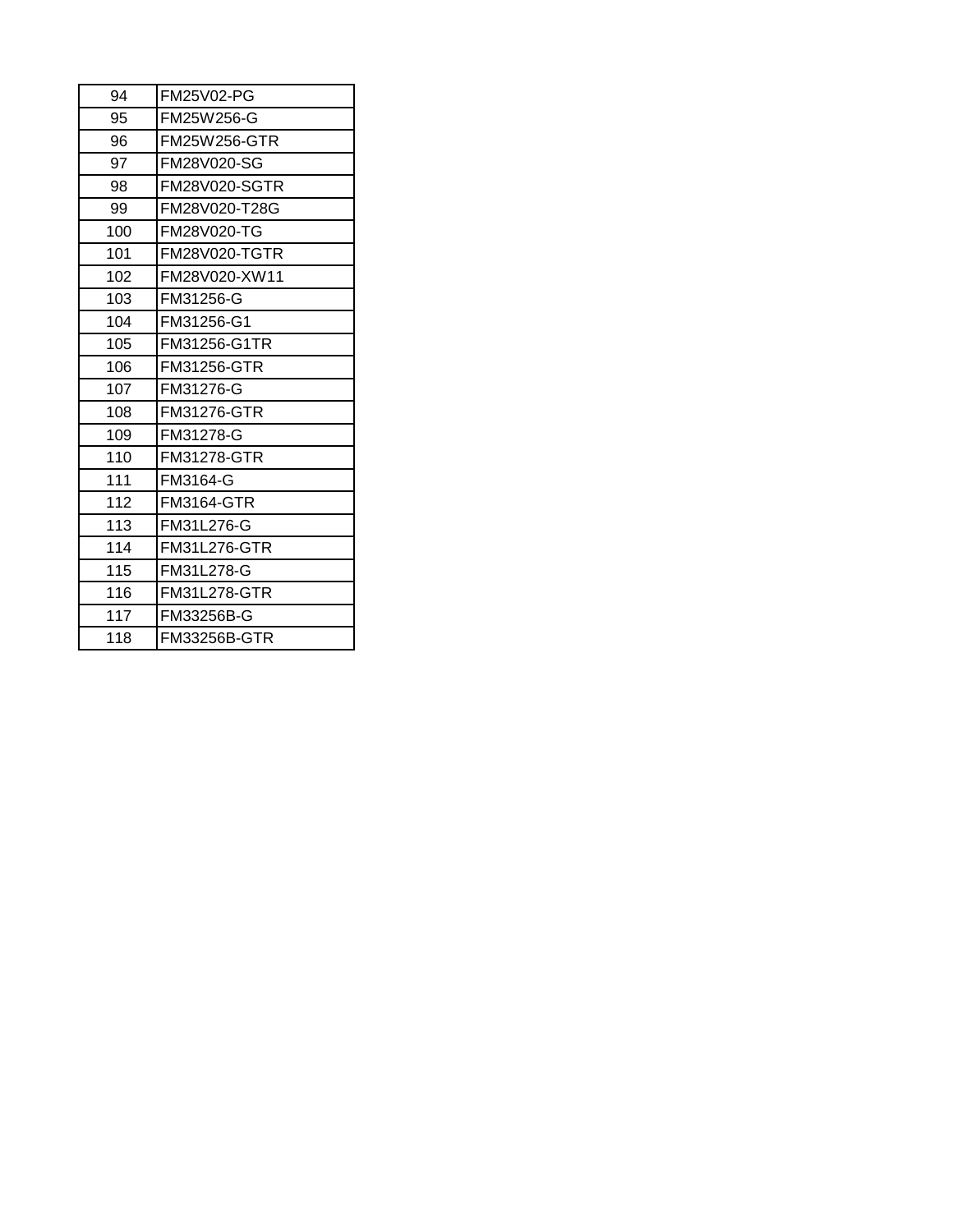| | |
|---|---|
| 94 | FM25V02-PG |
| 95 | FM25W256-G |
| 96 | FM25W256-GTR |
| 97 | FM28V020-SG |
| 98 | FM28V020-SGTR |
| 99 | FM28V020-T28G |
| 100 | FM28V020-TG |
| 101 | FM28V020-TGTR |
| 102 | FM28V020-XW11 |
| 103 | FM31256-G |
| 104 | FM31256-G1 |
| 105 | FM31256-G1TR |
| 106 | FM31256-GTR |
| 107 | FM31276-G |
| 108 | FM31276-GTR |
| 109 | FM31278-G |
| 110 | FM31278-GTR |
| 111 | FM3164-G |
| 112 | FM3164-GTR |
| 113 | FM31L276-G |
| 114 | FM31L276-GTR |
| 115 | FM31L278-G |
| 116 | FM31L278-GTR |
| 117 | FM33256B-G |
| 118 | FM33256B-GTR |